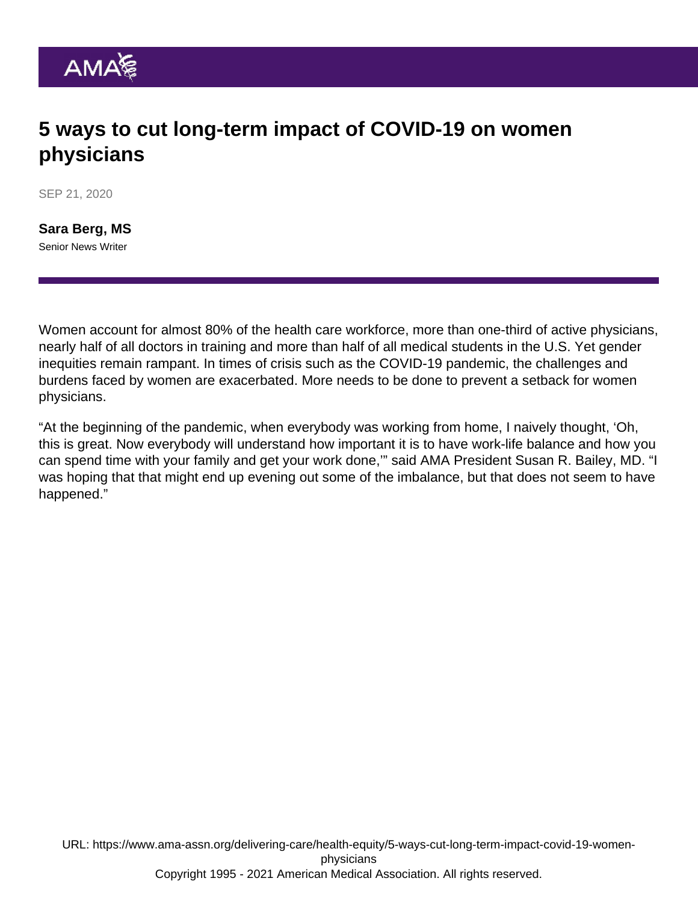# 5 ways to cut long-term impact of COVID-19 on women physicians

SEP 21, 2020

**Sara Berg, MS**
Senior News Writer

Women account for almost 80% of the health care workforce, more than one-third of active physicians, nearly half of all doctors in training and more than half of all medical students in the U.S. Yet gender inequities remain rampant. In times of crisis such as the COVID-19 pandemic, the challenges and burdens faced by women are exacerbated. More needs to be done to prevent a setback for women physicians.

"At the beginning of the pandemic, when everybody was working from home, I naively thought, 'Oh, this is great. Now everybody will understand how important it is to have work-life balance and how you can spend time with your family and get your work done,'" said AMA President Susan R. Bailey, MD. "I was hoping that that might end up evening out some of the imbalance, but that does not seem to have happened."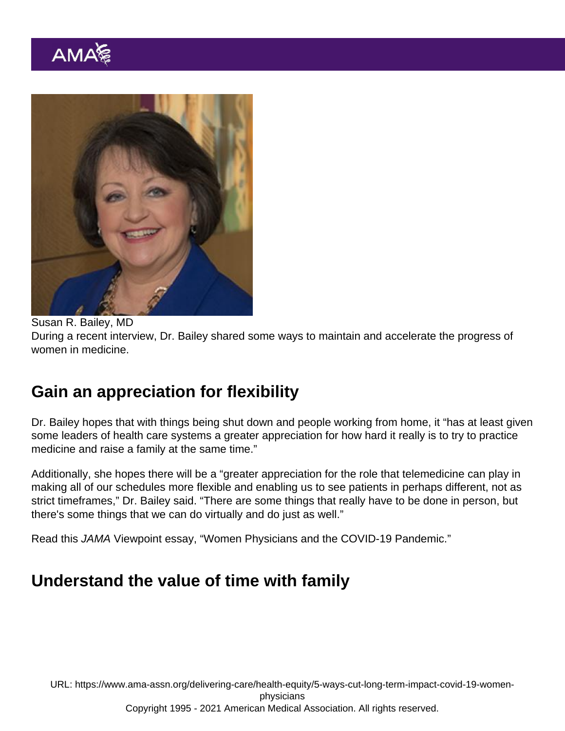Susan R. Bailey, MD

During a recent interview, Dr. Bailey shared some ways to maintain and accelerate the progress of women in medicine.

## Gain an appreciation for flexibility

Dr. Bailey hopes that with things being shut down and people working from home, it "has at least given some leaders of health care systems a greater appreciation for how hard it really is to try to practice medicine and raise a family at the same time."

Additionally, she hopes there will be a "greater appreciation for the role that telemedicine can play in making all of our schedules more flexible and enabling us to see patients in perhaps different, not as strict timeframes," Dr. Bailey said. "There are some things that really have to be done in person, but there's some things that we can do virtually and do just as well."

Read this *JAMA* Viewpoint essay, "Women Physicians and the COVID-19 Pandemic."

## Understand the value of time with family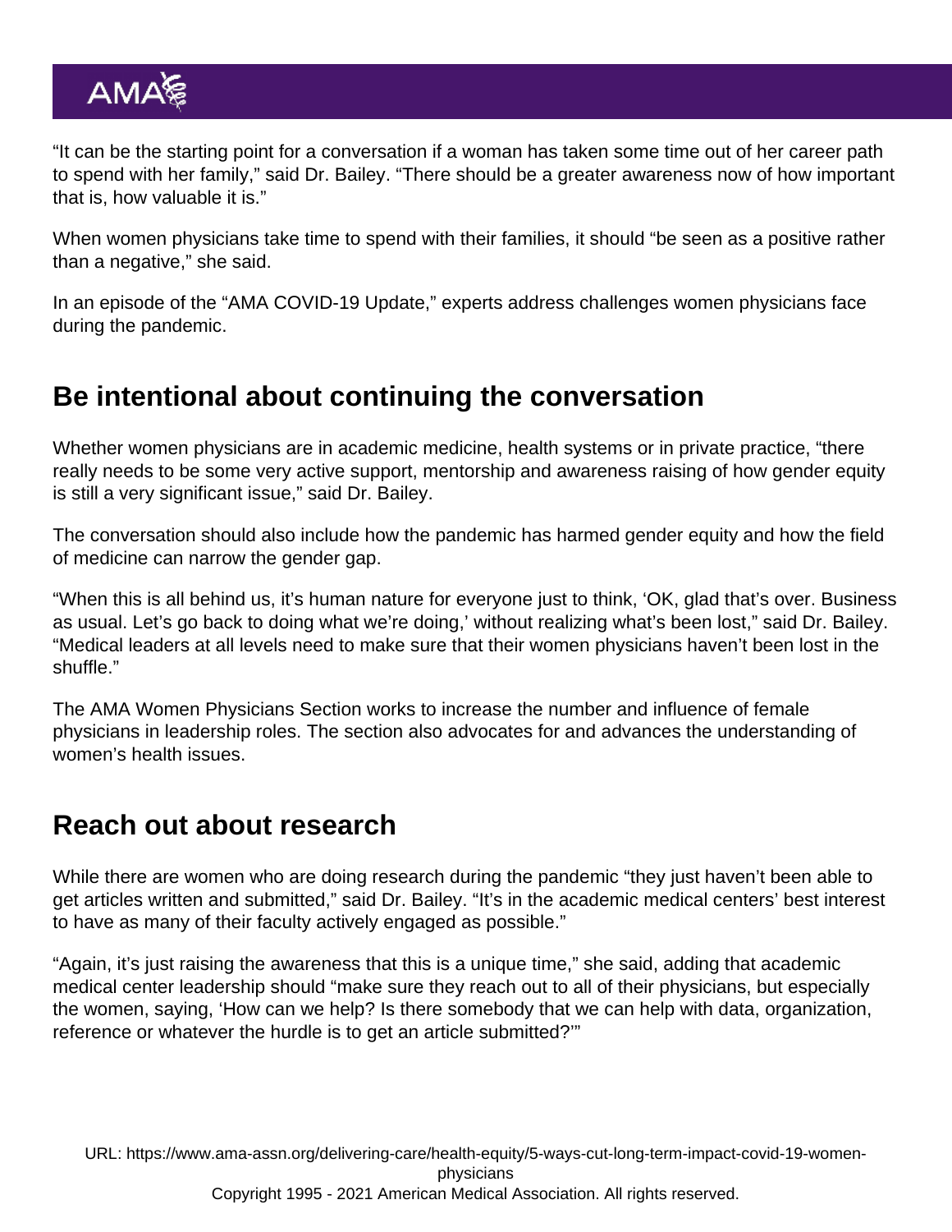"It can be the starting point for a conversation if a woman has taken some time out of her career path to spend with her family," said Dr. Bailey. "There should be a greater awareness now of how important that is, how valuable it is."

When women physicians take time to spend with their families, it should "be seen as a positive rather than a negative," she said.

In an episode of the "AMA COVID-19 Update," experts address challenges women physicians face during the pandemic.

## Be intentional about continuing the conversation

Whether women physicians are in academic medicine, health systems or in private practice, "there really needs to be some very active support, mentorship and awareness raising of how gender equity is still a very significant issue," said Dr. Bailey.

The conversation should also include how the pandemic has harmed gender equity and how the field of medicine can narrow the gender gap.

"When this is all behind us, it's human nature for everyone just to think, 'OK, glad that's over. Business as usual. Let's go back to doing what we're doing,' without realizing what's been lost," said Dr. Bailey. "Medical leaders at all levels need to make sure that their women physicians haven't been lost in the shuffle."

The AMA Women Physicians Section works to increase the number and influence of female physicians in leadership roles. The section also advocates for and advances the understanding of women's health issues.

## Reach out about research

While there are women who are doing research during the pandemic "they just haven't been able to get articles written and submitted," said Dr. Bailey. "It's in the academic medical centers' best interest to have as many of their faculty actively engaged as possible."

"Again, it's just raising the awareness that this is a unique time," she said, adding that academic medical center leadership should "make sure they reach out to all of their physicians, but especially the women, saying, 'How can we help? Is there somebody that we can help with data, organization, reference or whatever the hurdle is to get an article submitted?'"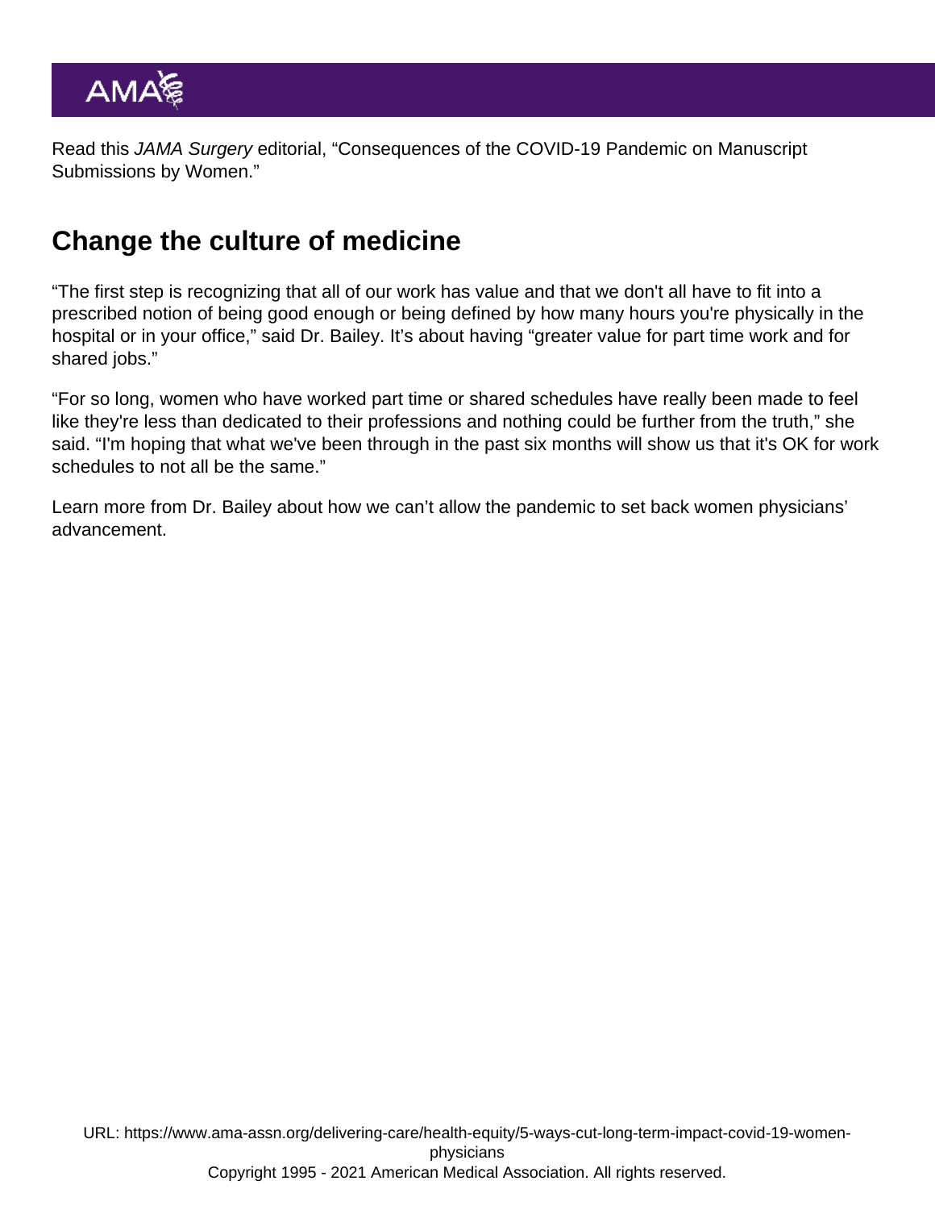Read this *JAMA Surgery* editorial, "Consequences of the COVID-19 Pandemic on Manuscript Submissions by Women."

## Change the culture of medicine

"The first step is recognizing that all of our work has value and that we don't all have to fit into a prescribed notion of being good enough or being defined by how many hours you're physically in the hospital or in your office," said Dr. Bailey. It's about having "greater value for part time work and for shared jobs."

"For so long, women who have worked part time or shared schedules have really been made to feel like they're less than dedicated to their professions and nothing could be further from the truth," she said. "I'm hoping that what we've been through in the past six months will show us that it's OK for work schedules to not all be the same."

Learn more from Dr. Bailey about how we can't allow the pandemic to set back women physicians' advancement.